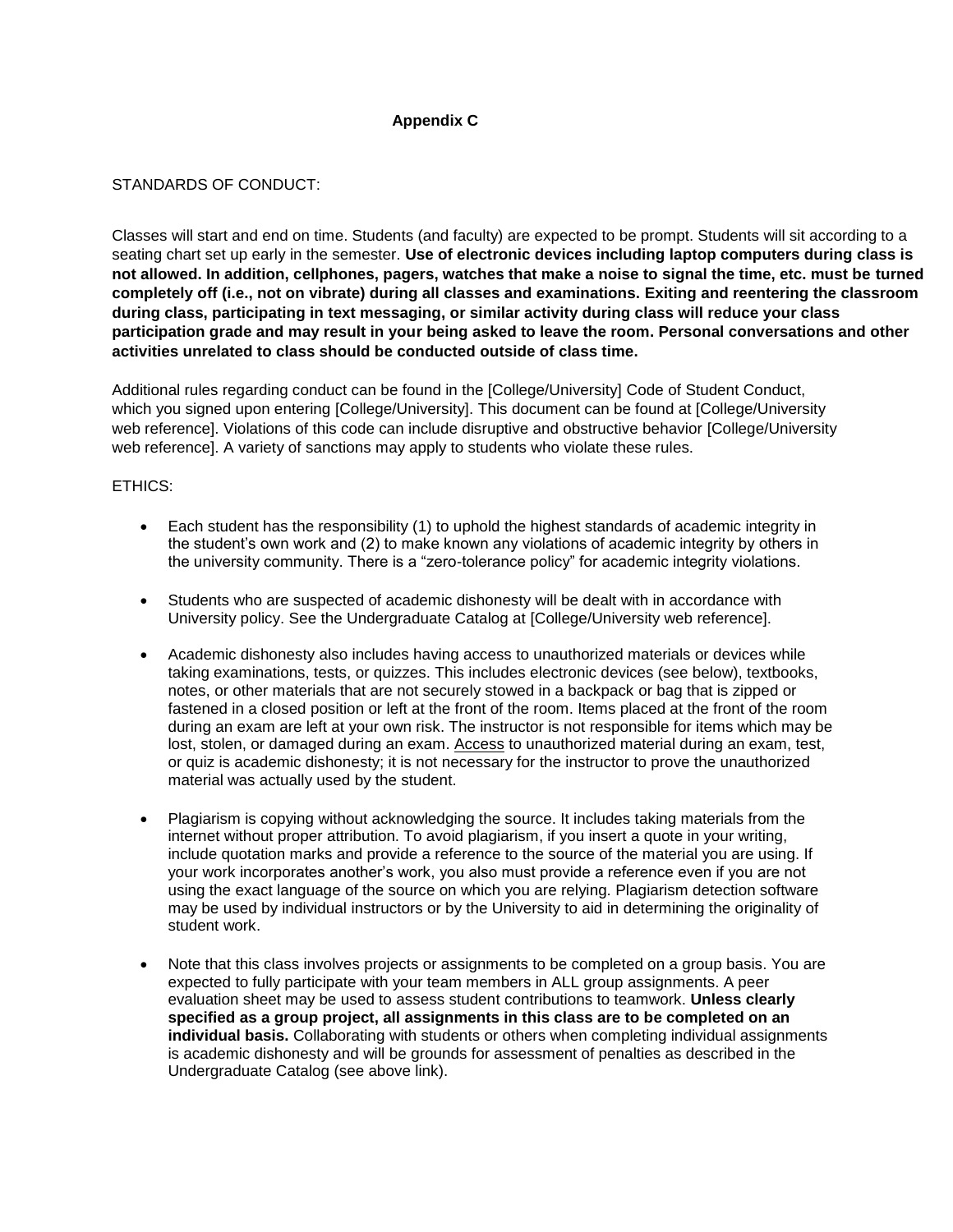# Appendix C

STANDARDS OF CONDUCT:

Classes will start and end on time. Students (and faculty) are expected to be prompt. Students will sit according to a seating chart set up early in the semester. **Use of electronic devices including laptop computers during class is not allowed. In addition, cellphones, pagers, watches that make a noise to signal the time, etc. must be turned completely off (i.e., not on vibrate) during all classes and examinations. Exiting and reentering the classroom during class, participating in text messaging, or similar activity during class will reduce your class participation grade and may result in your being asked to leave the room. Personal conversations and other activities unrelated to class should be conducted outside of class time.**

Additional rules regarding conduct can be found in the [College/University] Code of Student Conduct, which you signed upon entering [College/University]. This document can be found at [College/University web reference]. Violations of this code can include disruptive and obstructive behavior [College/University web reference]. A variety of sanctions may apply to students who violate these rules.

ETHICS:

- Each student has the responsibility (1) to uphold the highest standards of academic integrity in the student's own work and (2) to make known any violations of academic integrity by others in the university community. There is a "zero-tolerance policy" for academic integrity violations.

- Students who are suspected of academic dishonesty will be dealt with in accordance with University policy. See the Undergraduate Catalog at [College/University web reference].

- Academic dishonesty also includes having access to unauthorized materials or devices while taking examinations, tests, or quizzes. This includes electronic devices (see below), textbooks, notes, or other materials that are not securely stowed in a backpack or bag that is zipped or fastened in a closed position or left at the front of the room. Items placed at the front of the room during an exam are left at your own risk. The instructor is not responsible for items which may be lost, stolen, or damaged during an exam. <u>Access</u> to unauthorized material during an exam, test, or quiz is academic dishonesty; it is not necessary for the instructor to prove the unauthorized material was actually used by the student.

- Plagiarism is copying without acknowledging the source. It includes taking materials from the internet without proper attribution. To avoid plagiarism, if you insert a quote in your writing, include quotation marks and provide a reference to the source of the material you are using. If your work incorporates another's work, you also must provide a reference even if you are not using the exact language of the source on which you are relying. Plagiarism detection software may be used by individual instructors or by the University to aid in determining the originality of student work.

- Note that this class involves projects or assignments to be completed on a group basis. You are expected to fully participate with your team members in ALL group assignments. A peer evaluation sheet may be used to assess student contributions to teamwork. **Unless clearly specified as a group project, all assignments in this class are to be completed on an individual basis.** Collaborating with students or others when completing individual assignments is academic dishonesty and will be grounds for assessment of penalties as described in the Undergraduate Catalog (see above link).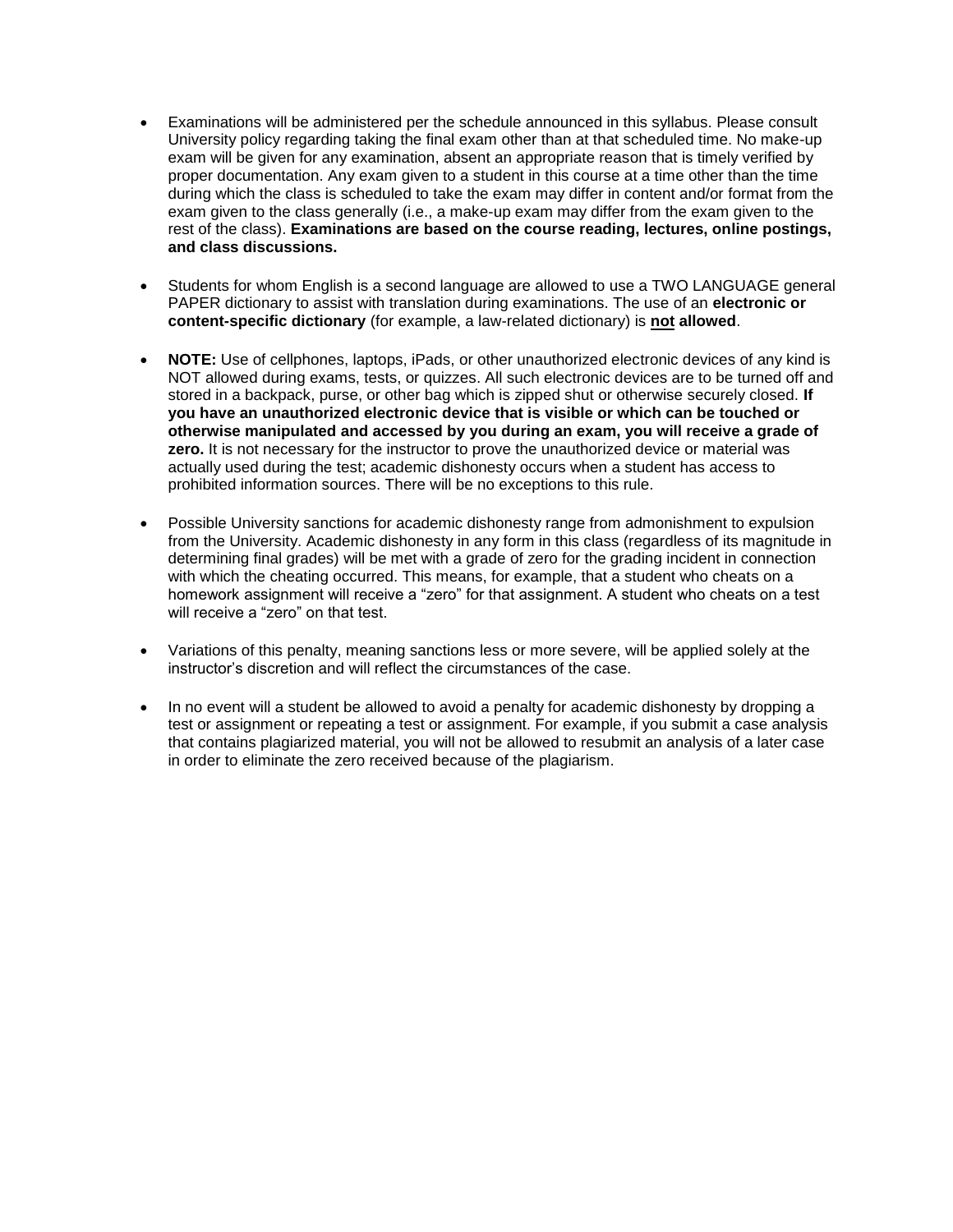- Examinations will be administered per the schedule announced in this syllabus. Please consult University policy regarding taking the final exam other than at that scheduled time. No make-up exam will be given for any examination, absent an appropriate reason that is timely verified by proper documentation. Any exam given to a student in this course at a time other than the time during which the class is scheduled to take the exam may differ in content and/or format from the exam given to the class generally (i.e., a make-up exam may differ from the exam given to the rest of the class). **Examinations are based on the course reading, lectures, online postings, and class discussions.**

- Students for whom English is a second language are allowed to use a TWO LANGUAGE general PAPER dictionary to assist with translation during examinations. The use of an **electronic or content-specific dictionary** (for example, a law-related dictionary) is **<u>not</u> allowed**.

- **NOTE:** Use of cellphones, laptops, iPads, or other unauthorized electronic devices of any kind is NOT allowed during exams, tests, or quizzes. All such electronic devices are to be turned off and stored in a backpack, purse, or other bag which is zipped shut or otherwise securely closed. **If you have an unauthorized electronic device that is visible or which can be touched or otherwise manipulated and accessed by you during an exam, you will receive a grade of zero.** It is not necessary for the instructor to prove the unauthorized device or material was actually used during the test; academic dishonesty occurs when a student has access to prohibited information sources. There will be no exceptions to this rule.

- Possible University sanctions for academic dishonesty range from admonishment to expulsion from the University. Academic dishonesty in any form in this class (regardless of its magnitude in determining final grades) will be met with a grade of zero for the grading incident in connection with which the cheating occurred. This means, for example, that a student who cheats on a homework assignment will receive a "zero" for that assignment. A student who cheats on a test will receive a "zero" on that test.

- Variations of this penalty, meaning sanctions less or more severe, will be applied solely at the instructor's discretion and will reflect the circumstances of the case.

- In no event will a student be allowed to avoid a penalty for academic dishonesty by dropping a test or assignment or repeating a test or assignment. For example, if you submit a case analysis that contains plagiarized material, you will not be allowed to resubmit an analysis of a later case in order to eliminate the zero received because of the plagiarism.